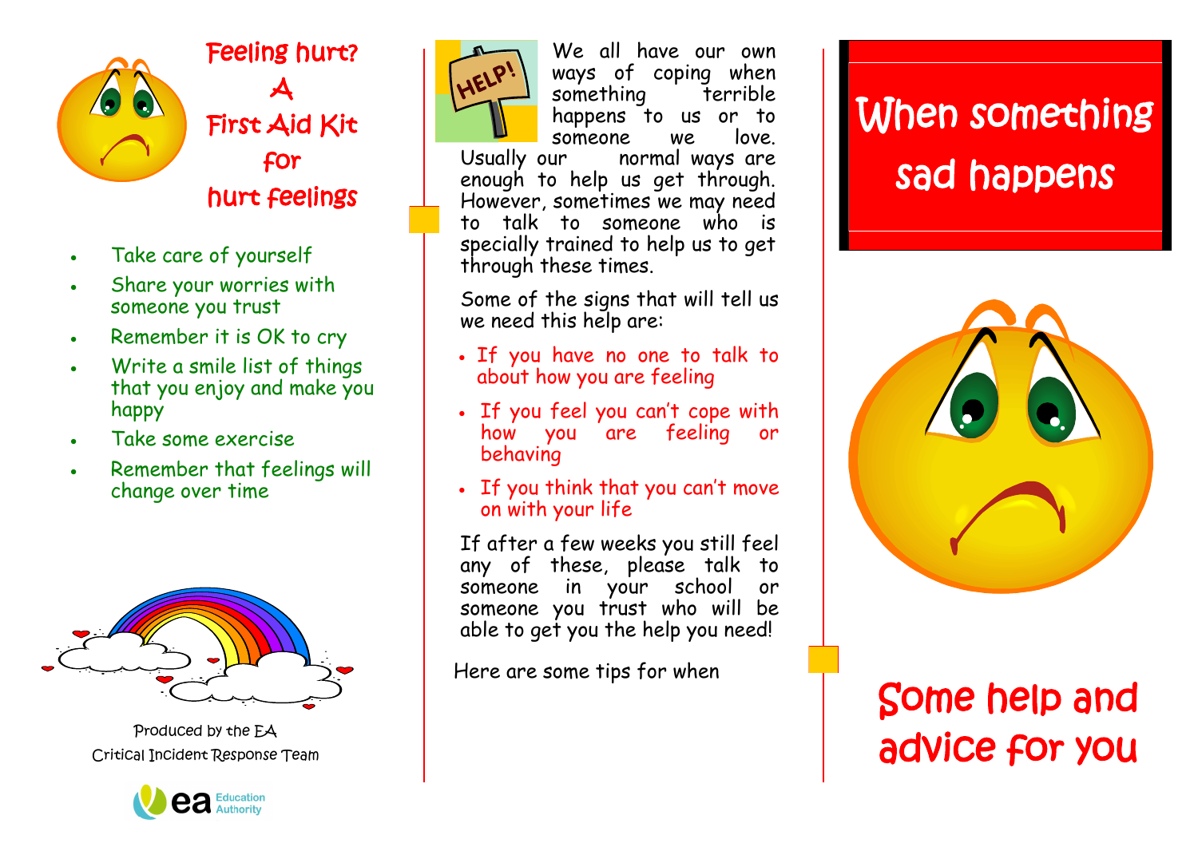# Feeling hurt? A First Aid Kit for hurt feelings

- Take care of yourself
- Share your worries with someone you trust
- Remember it is OK to cry
- Write a smile list of things that you enjoy and make you happy
- Take some exercise
- Remember that feelings will change over time

Produced by the EA
Critical Incident Response Team

ea Education Authority

HELP!

We all have our own ways of coping when something terrible happens to us or to someone we love. Usually our normal ways are enough to help us get through. However, sometimes we may need to talk to someone who is specially trained to help us to get through these times.

Some of the signs that will tell us we need this help are:

- If you have no one to talk to about how you are feeling
- If you feel you can't cope with how you are feeling or behaving
- If you think that you can't move on with your life

If after a few weeks you still feel any of these, please talk to someone in your school or someone you trust who will be able to get you the help you need!

Here are some tips for when

# When something sad happens

## Some help and advice for you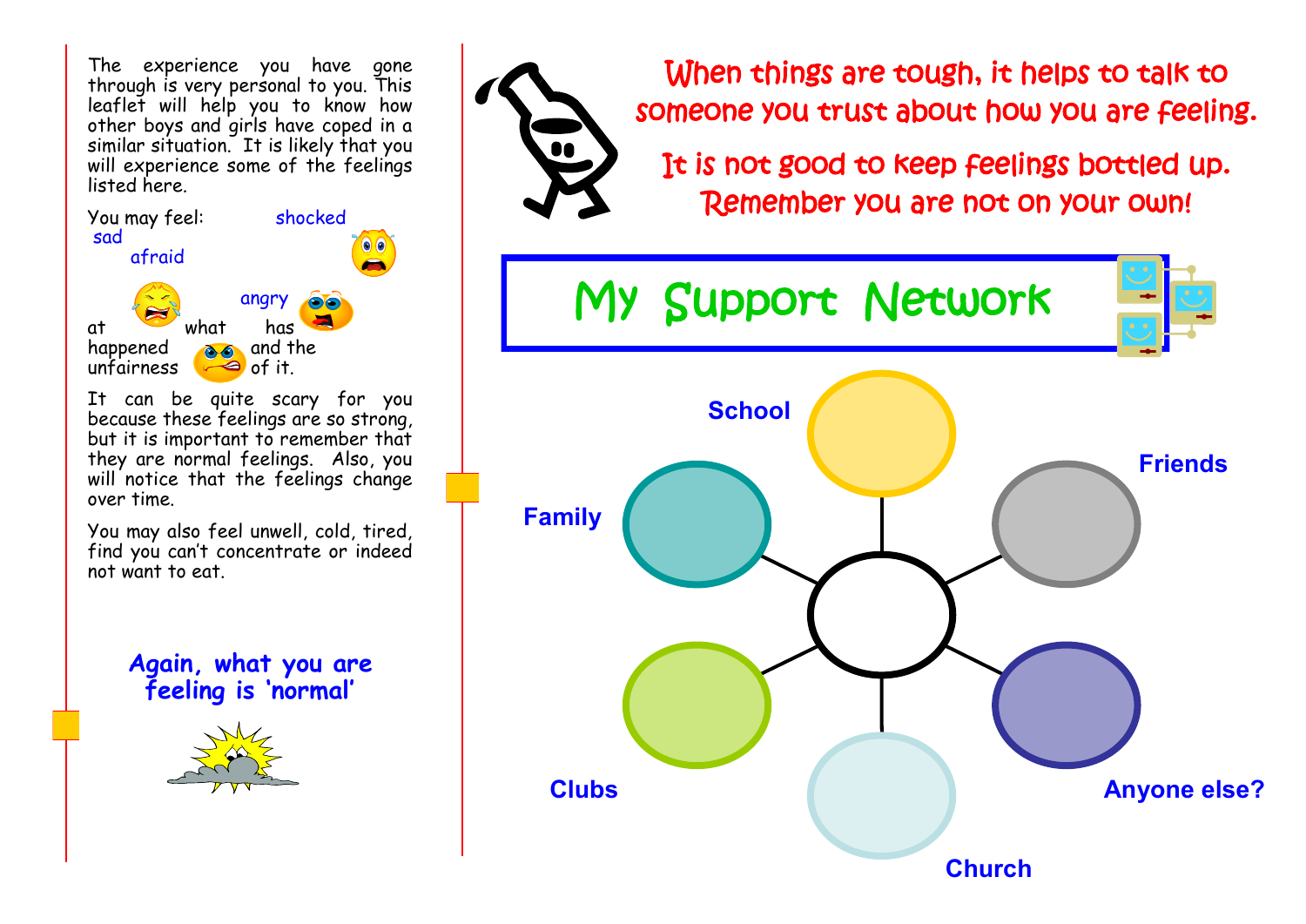The experience you have gone through is very personal to you. This leaflet will help you to know how other boys and girls have coped in a similar situation. It is likely that you will experience some of the feelings listed here.

You may feel: shocked, sad, afraid, angry at what has happened and the unfairness of it.

It can be quite scary for you because these feelings are so strong, but it is important to remember that they are normal feelings. Also, you will notice that the feelings change over time.

You may also feel unwell, cold, tired, find you can't concentrate or indeed not want to eat.

**Again, what you are feeling is 'normal'**

**When things are tough, it helps to talk to someone you trust about how you are feeling.**

**It is not good to keep feelings bottled up. Remember you are not on your own!**

## My Support Network

School

Friends

Family

Clubs

Church

Anyone else?